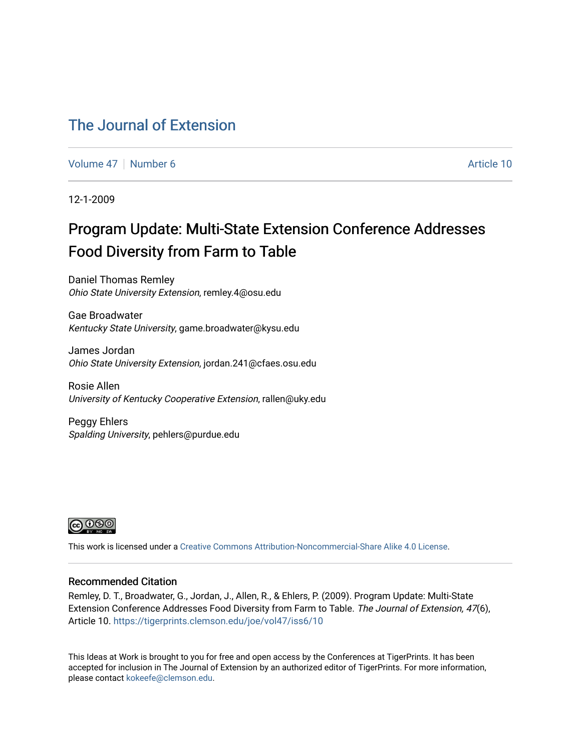# The Journal of Extension

Volume 47 | Number 6 | Article 10

12-1-2009

## Program Update: Multi-State Extension Conference Addresses Food Diversity from Farm to Table

Daniel Thomas Remley
*Ohio State University Extension*, remley.4@osu.edu

Gae Broadwater
*Kentucky State University*, game.broadwater@kysu.edu

James Jordan
*Ohio State University Extension*, jordan.241@cfaes.osu.edu

Rosie Allen
*University of Kentucky Cooperative Extension*, rallen@uky.edu

Peggy Ehlers
*Spalding University*, pehlers@purdue.edu

This work is licensed under a Creative Commons Attribution-Noncommercial-Share Alike 4.0 License.

### Recommended Citation

Remley, D. T., Broadwater, G., Jordan, J., Allen, R., & Ehlers, P. (2009). Program Update: Multi-State Extension Conference Addresses Food Diversity from Farm to Table. *The Journal of Extension, 47*(6), Article 10. https://tigerprints.clemson.edu/joe/vol47/iss6/10

This Ideas at Work is brought to you for free and open access by the Conferences at TigerPrints. It has been accepted for inclusion in The Journal of Extension by an authorized editor of TigerPrints. For more information, please contact kokeefe@clemson.edu.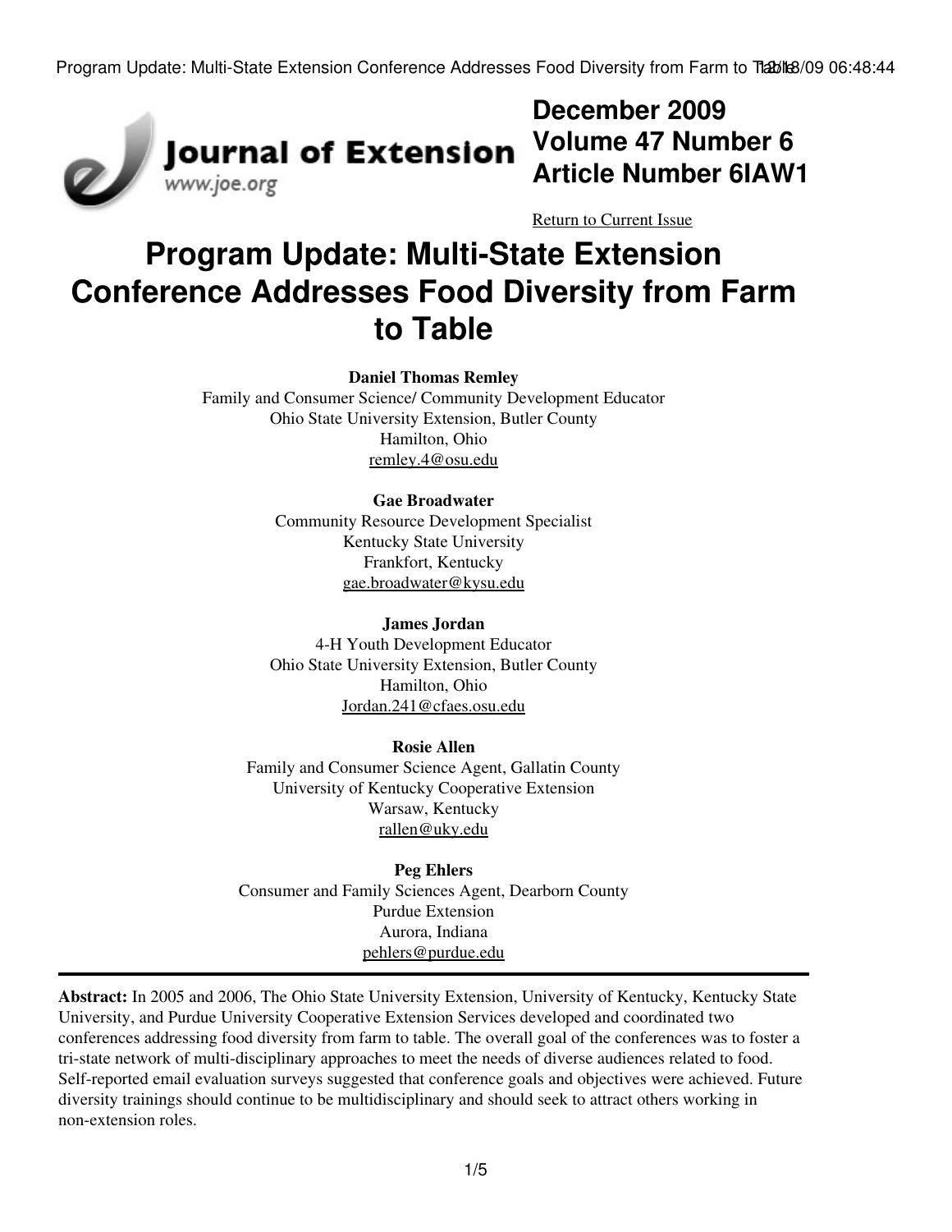December 2009
Volume 47 Number 6
Article Number 6IAW1

Return to Current Issue

# Program Update: Multi-State Extension Conference Addresses Food Diversity from Farm to Table

**Daniel Thomas Remley**
Family and Consumer Science/ Community Development Educator
Ohio State University Extension, Butler County
Hamilton, Ohio
remley.4@osu.edu

**Gae Broadwater**
Community Resource Development Specialist
Kentucky State University
Frankfort, Kentucky
gae.broadwater@kysu.edu

**James Jordan**
4-H Youth Development Educator
Ohio State University Extension, Butler County
Hamilton, Ohio
Jordan.241@cfaes.osu.edu

**Rosie Allen**
Family and Consumer Science Agent, Gallatin County
University of Kentucky Cooperative Extension
Warsaw, Kentucky
rallen@uky.edu

**Peg Ehlers**
Consumer and Family Sciences Agent, Dearborn County
Purdue Extension
Aurora, Indiana
pehlers@purdue.edu

---

**Abstract:** In 2005 and 2006, The Ohio State University Extension, University of Kentucky, Kentucky State University, and Purdue University Cooperative Extension Services developed and coordinated two conferences addressing food diversity from farm to table. The overall goal of the conferences was to foster a tri-state network of multi-disciplinary approaches to meet the needs of diverse audiences related to food. Self-reported email evaluation surveys suggested that conference goals and objectives were achieved. Future diversity trainings should continue to be multidisciplinary and should seek to attract others working in non-extension roles.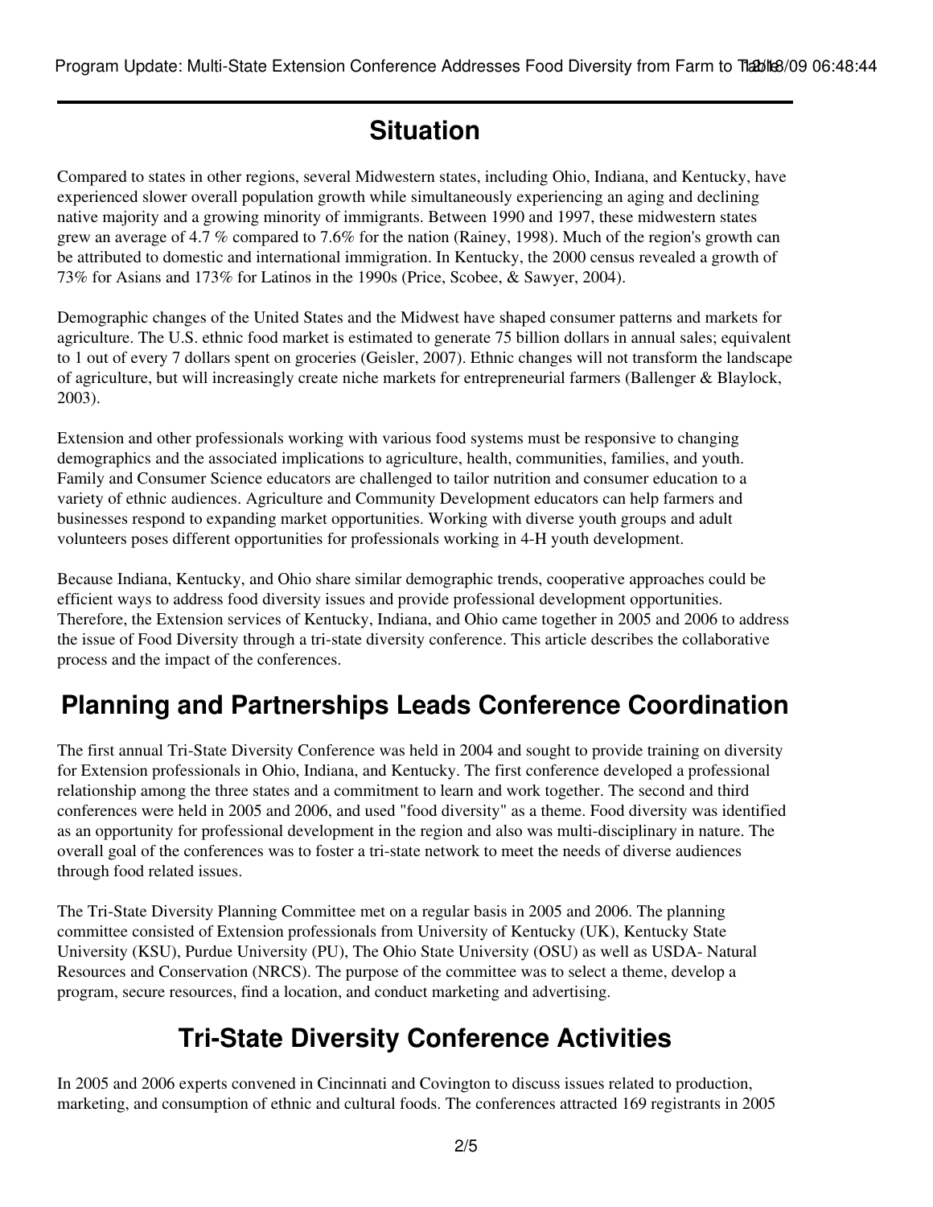## Situation

Compared to states in other regions, several Midwestern states, including Ohio, Indiana, and Kentucky, have experienced slower overall population growth while simultaneously experiencing an aging and declining native majority and a growing minority of immigrants. Between 1990 and 1997, these midwestern states grew an average of 4.7 % compared to 7.6% for the nation (Rainey, 1998). Much of the region's growth can be attributed to domestic and international immigration. In Kentucky, the 2000 census revealed a growth of 73% for Asians and 173% for Latinos in the 1990s (Price, Scobee, & Sawyer, 2004).

Demographic changes of the United States and the Midwest have shaped consumer patterns and markets for agriculture. The U.S. ethnic food market is estimated to generate 75 billion dollars in annual sales; equivalent to 1 out of every 7 dollars spent on groceries (Geisler, 2007). Ethnic changes will not transform the landscape of agriculture, but will increasingly create niche markets for entrepreneurial farmers (Ballenger & Blaylock, 2003).

Extension and other professionals working with various food systems must be responsive to changing demographics and the associated implications to agriculture, health, communities, families, and youth. Family and Consumer Science educators are challenged to tailor nutrition and consumer education to a variety of ethnic audiences. Agriculture and Community Development educators can help farmers and businesses respond to expanding market opportunities. Working with diverse youth groups and adult volunteers poses different opportunities for professionals working in 4-H youth development.

Because Indiana, Kentucky, and Ohio share similar demographic trends, cooperative approaches could be efficient ways to address food diversity issues and provide professional development opportunities. Therefore, the Extension services of Kentucky, Indiana, and Ohio came together in 2005 and 2006 to address the issue of Food Diversity through a tri-state diversity conference. This article describes the collaborative process and the impact of the conferences.

## Planning and Partnerships Leads Conference Coordination

The first annual Tri-State Diversity Conference was held in 2004 and sought to provide training on diversity for Extension professionals in Ohio, Indiana, and Kentucky. The first conference developed a professional relationship among the three states and a commitment to learn and work together. The second and third conferences were held in 2005 and 2006, and used "food diversity" as a theme. Food diversity was identified as an opportunity for professional development in the region and also was multi-disciplinary in nature. The overall goal of the conferences was to foster a tri-state network to meet the needs of diverse audiences through food related issues.

The Tri-State Diversity Planning Committee met on a regular basis in 2005 and 2006. The planning committee consisted of Extension professionals from University of Kentucky (UK), Kentucky State University (KSU), Purdue University (PU), The Ohio State University (OSU) as well as USDA- Natural Resources and Conservation (NRCS). The purpose of the committee was to select a theme, develop a program, secure resources, find a location, and conduct marketing and advertising.

## Tri-State Diversity Conference Activities

In 2005 and 2006 experts convened in Cincinnati and Covington to discuss issues related to production, marketing, and consumption of ethnic and cultural foods. The conferences attracted 169 registrants in 2005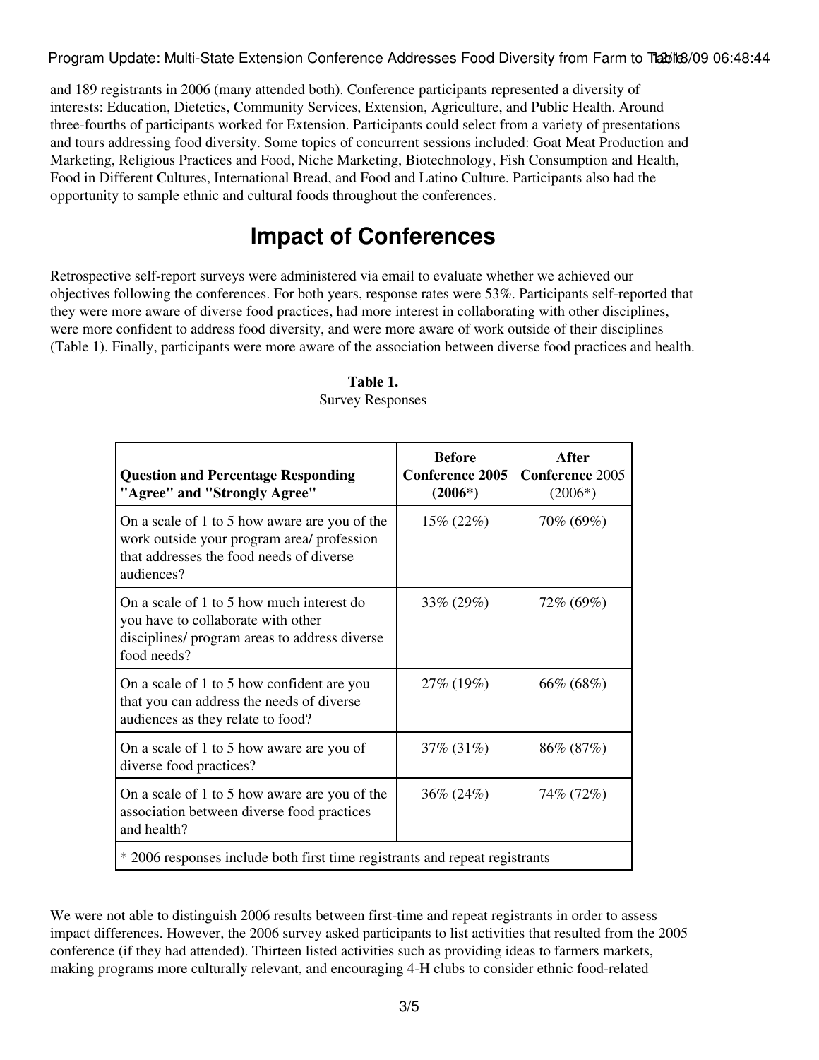and 189 registrants in 2006 (many attended both). Conference participants represented a diversity of interests: Education, Dietetics, Community Services, Extension, Agriculture, and Public Health. Around three-fourths of participants worked for Extension. Participants could select from a variety of presentations and tours addressing food diversity. Some topics of concurrent sessions included: Goat Meat Production and Marketing, Religious Practices and Food, Niche Marketing, Biotechnology, Fish Consumption and Health, Food in Different Cultures, International Bread, and Food and Latino Culture. Participants also had the opportunity to sample ethnic and cultural foods throughout the conferences.

## Impact of Conferences

Retrospective self-report surveys were administered via email to evaluate whether we achieved our objectives following the conferences. For both years, response rates were 53%. Participants self-reported that they were more aware of diverse food practices, had more interest in collaborating with other disciplines, were more confident to address food diversity, and were more aware of work outside of their disciplines (Table 1). Finally, participants were more aware of the association between diverse food practices and health.

**Table 1.**
Survey Responses

| **Question and Percentage Responding "Agree" and "Strongly Agree"** | **Before Conference 2005 (2006*)** | **After Conference 2005 (2006*)** |
|---|---|---|
| On a scale of 1 to 5 how aware are you of the work outside your program area/ profession that addresses the food needs of diverse audiences? | 15% (22%) | 70% (69%) |
| On a scale of 1 to 5 how much interest do you have to collaborate with other disciplines/ program areas to address diverse food needs? | 33% (29%) | 72% (69%) |
| On a scale of 1 to 5 how confident are you that you can address the needs of diverse audiences as they relate to food? | 27% (19%) | 66% (68%) |
| On a scale of 1 to 5 how aware are you of diverse food practices? | 37% (31%) | 86% (87%) |
| On a scale of 1 to 5 how aware are you of the association between diverse food practices and health? | 36% (24%) | 74% (72%) |
| * 2006 responses include both first time registrants and repeat registrants | | |

We were not able to distinguish 2006 results between first-time and repeat registrants in order to assess impact differences. However, the 2006 survey asked participants to list activities that resulted from the 2005 conference (if they had attended). Thirteen listed activities such as providing ideas to farmers markets, making programs more culturally relevant, and encouraging 4-H clubs to consider ethnic food-related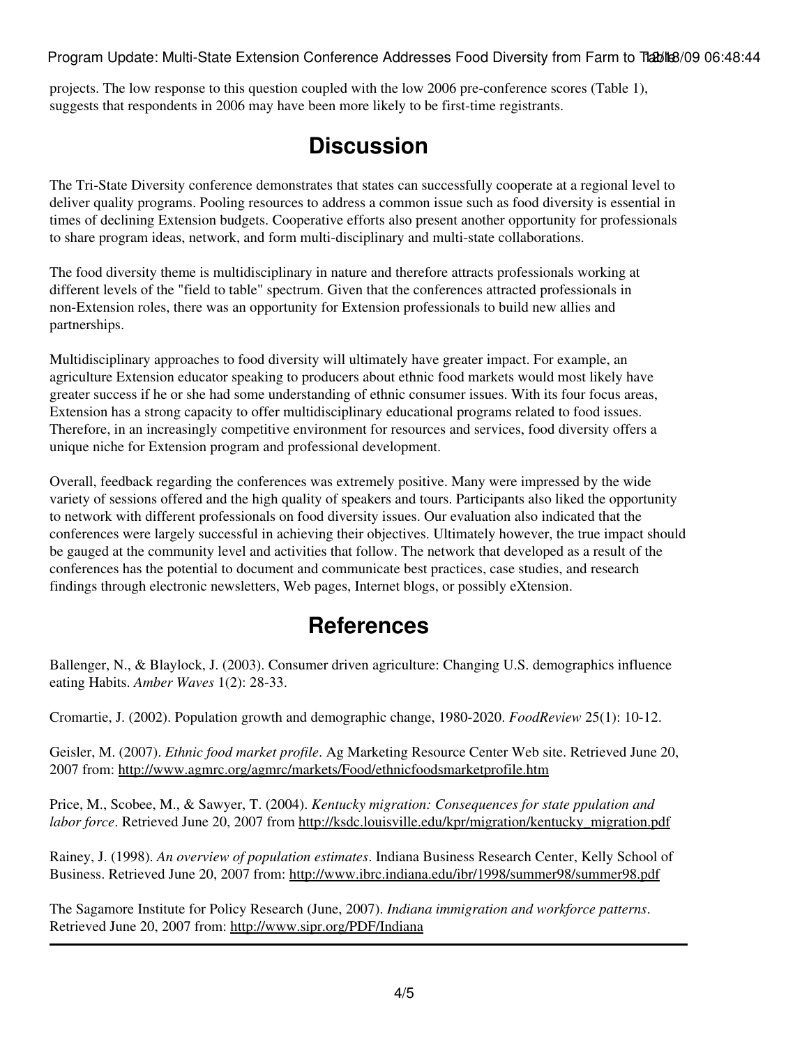projects. The low response to this question coupled with the low 2006 pre-conference scores (Table 1), suggests that respondents in 2006 may have been more likely to be first-time registrants.

# Discussion

The Tri-State Diversity conference demonstrates that states can successfully cooperate at a regional level to deliver quality programs. Pooling resources to address a common issue such as food diversity is essential in times of declining Extension budgets. Cooperative efforts also present another opportunity for professionals to share program ideas, network, and form multi-disciplinary and multi-state collaborations.

The food diversity theme is multidisciplinary in nature and therefore attracts professionals working at different levels of the "field to table" spectrum. Given that the conferences attracted professionals in non-Extension roles, there was an opportunity for Extension professionals to build new allies and partnerships.

Multidisciplinary approaches to food diversity will ultimately have greater impact. For example, an agriculture Extension educator speaking to producers about ethnic food markets would most likely have greater success if he or she had some understanding of ethnic consumer issues. With its four focus areas, Extension has a strong capacity to offer multidisciplinary educational programs related to food issues. Therefore, in an increasingly competitive environment for resources and services, food diversity offers a unique niche for Extension program and professional development.

Overall, feedback regarding the conferences was extremely positive. Many were impressed by the wide variety of sessions offered and the high quality of speakers and tours. Participants also liked the opportunity to network with different professionals on food diversity issues. Our evaluation also indicated that the conferences were largely successful in achieving their objectives. Ultimately however, the true impact should be gauged at the community level and activities that follow. The network that developed as a result of the conferences has the potential to document and communicate best practices, case studies, and research findings through electronic newsletters, Web pages, Internet blogs, or possibly eXtension.

# References

Ballenger, N., & Blaylock, J. (2003). Consumer driven agriculture: Changing U.S. demographics influence eating Habits. *Amber Waves* 1(2): 28-33.

Cromartie, J. (2002). Population growth and demographic change, 1980-2020. *FoodReview* 25(1): 10-12.

Geisler, M. (2007). *Ethnic food market profile*. Ag Marketing Resource Center Web site. Retrieved June 20, 2007 from: http://www.agmrc.org/agmrc/markets/Food/ethnicfoodsmarketprofile.htm

Price, M., Scobee, M., & Sawyer, T. (2004). *Kentucky migration: Consequences for state ppulation and labor force*. Retrieved June 20, 2007 from http://ksdc.louisville.edu/kpr/migration/kentucky_migration.pdf

Rainey, J. (1998). *An overview of population estimates*. Indiana Business Research Center, Kelly School of Business. Retrieved June 20, 2007 from: http://www.ibrc.indiana.edu/ibr/1998/summer98/summer98.pdf

The Sagamore Institute for Policy Research (June, 2007). *Indiana immigration and workforce patterns*. Retrieved June 20, 2007 from: http://www.sipr.org/PDF/Indiana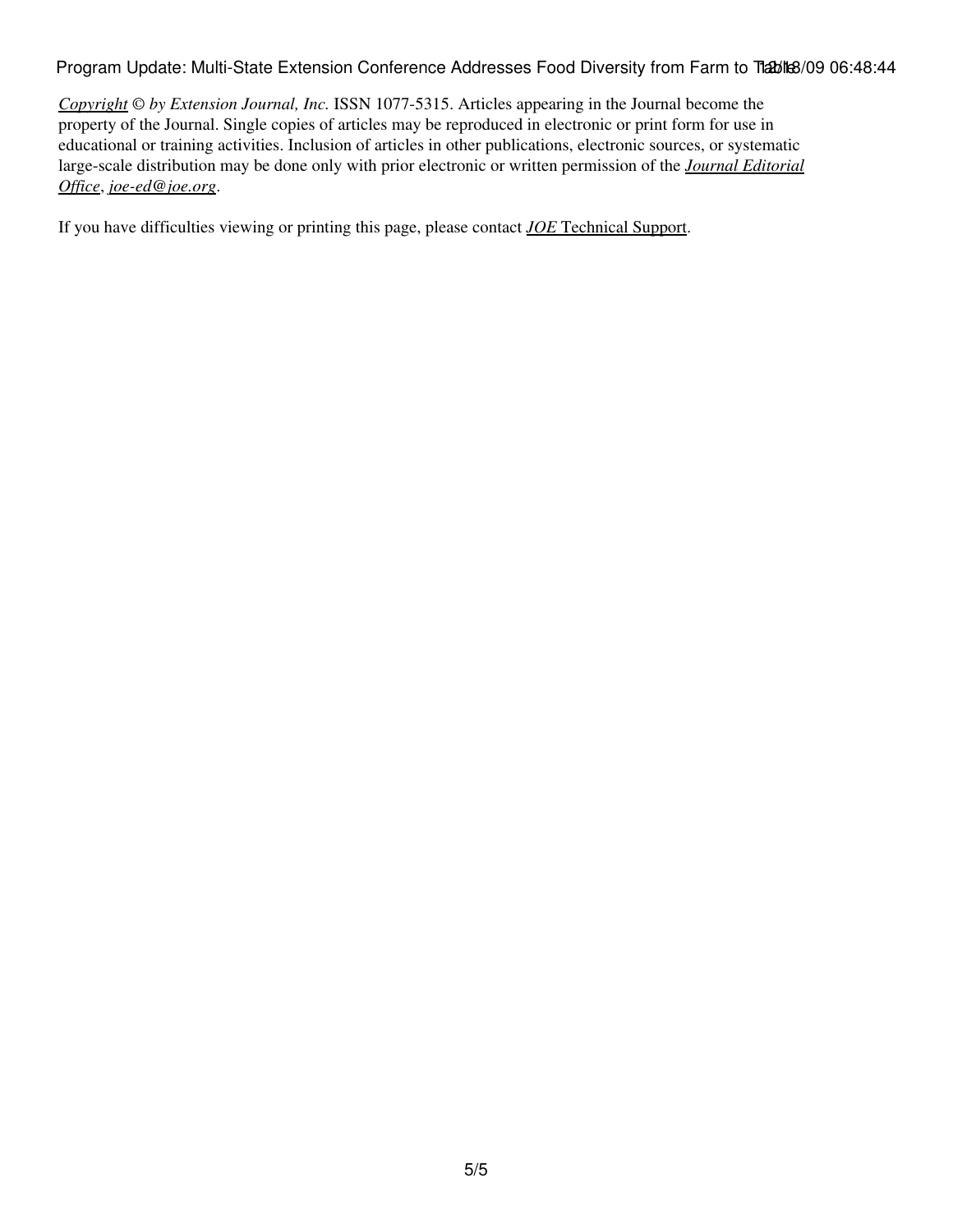*Copyright* © *by Extension Journal, Inc.* ISSN 1077-5315. Articles appearing in the Journal become the property of the Journal. Single copies of articles may be reproduced in electronic or print form for use in educational or training activities. Inclusion of articles in other publications, electronic sources, or systematic large-scale distribution may be done only with prior electronic or written permission of the *Journal Editorial Office*, *joe-ed@joe.org*.

If you have difficulties viewing or printing this page, please contact *JOE* Technical Support.